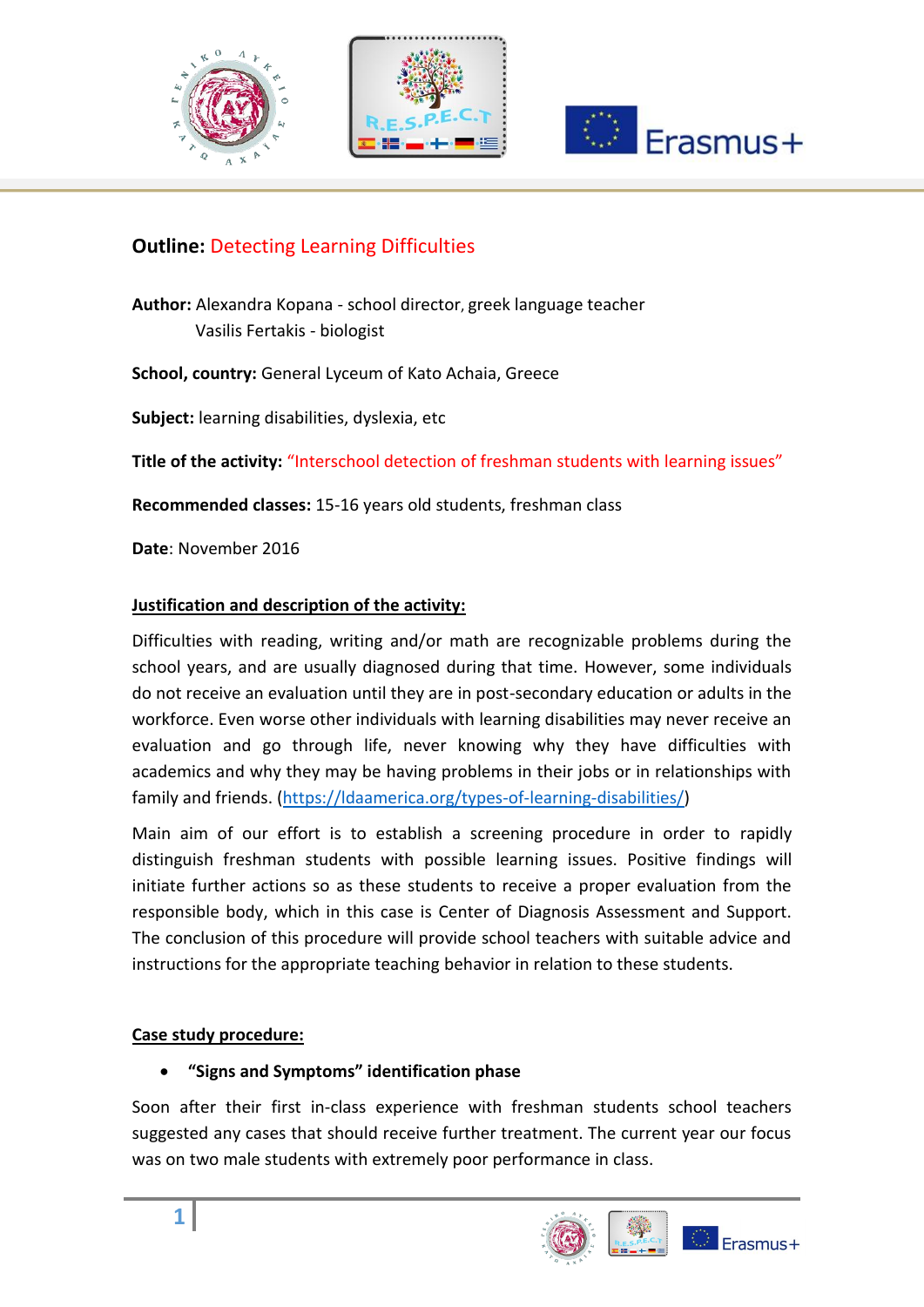## **Outline:** Detecting Learning Difficulties

**Author:** Alexandra Kopana - school director, greek language teacher
Vasilis Fertakis - biologist

**School, country:** General Lyceum of Kato Achaia, Greece

**Subject:** learning disabilities, dyslexia, etc

**Title of the activity:** "Interschool detection of freshman students with learning issues"

**Recommended classes:** 15-16 years old students, freshman class

**Date**: November 2016

**Justification and description of the activity:**

Difficulties with reading, writing and/or math are recognizable problems during the school years, and are usually diagnosed during that time. However, some individuals do not receive an evaluation until they are in post-secondary education or adults in the workforce. Even worse other individuals with learning disabilities may never receive an evaluation and go through life, never knowing why they have difficulties with academics and why they may be having problems in their jobs or in relationships with family and friends. (https://ldaamerica.org/types-of-learning-disabilities/)

Main aim of our effort is to establish a screening procedure in order to rapidly distinguish freshman students with possible learning issues. Positive findings will initiate further actions so as these students to receive a proper evaluation from the responsible body, which in this case is Center of Diagnosis Assessment and Support. The conclusion of this procedure will provide school teachers with suitable advice and instructions for the appropriate teaching behavior in relation to these students.

**Case study procedure:**

- **"Signs and Symptoms" identification phase**

Soon after their first in-class experience with freshman students school teachers suggested any cases that should receive further treatment. The current year our focus was on two male students with extremely poor performance in class.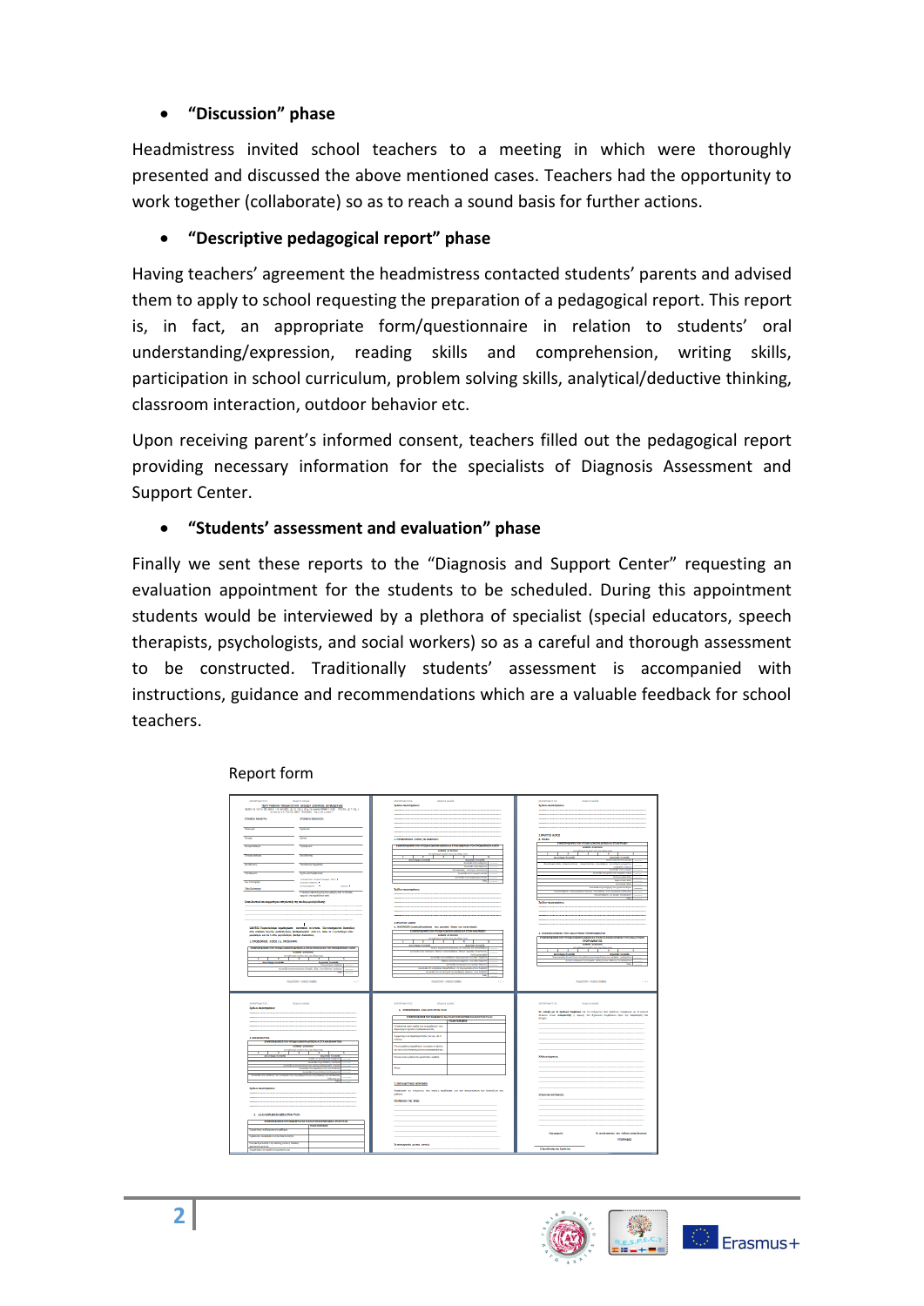- **"Discussion" phase**

Headmistress invited school teachers to a meeting in which were thoroughly presented and discussed the above mentioned cases. Teachers had the opportunity to work together (collaborate) so as to reach a sound basis for further actions.

- **"Descriptive pedagogical report" phase**

Having teachers' agreement the headmistress contacted students' parents and advised them to apply to school requesting the preparation of a pedagogical report. This report is, in fact, an appropriate form/questionnaire in relation to students' oral understanding/expression, reading skills and comprehension, writing skills, participation in school curriculum, problem solving skills, analytical/deductive thinking, classroom interaction, outdoor behavior etc.

Upon receiving parent's informed consent, teachers filled out the pedagogical report providing necessary information for the specialists of Diagnosis Assessment and Support Center.

- **"Students' assessment and evaluation" phase**

Finally we sent these reports to the "Diagnosis and Support Center" requesting an evaluation appointment for the students to be scheduled. During this appointment students would be interviewed by a plethora of specialist (special educators, speech therapists, psychologists, and social workers) so as a careful and thorough assessment to be constructed. Traditionally students' assessment is accompanied with instructions, guidance and recommendations which are a valuable feedback for school teachers.

Report form